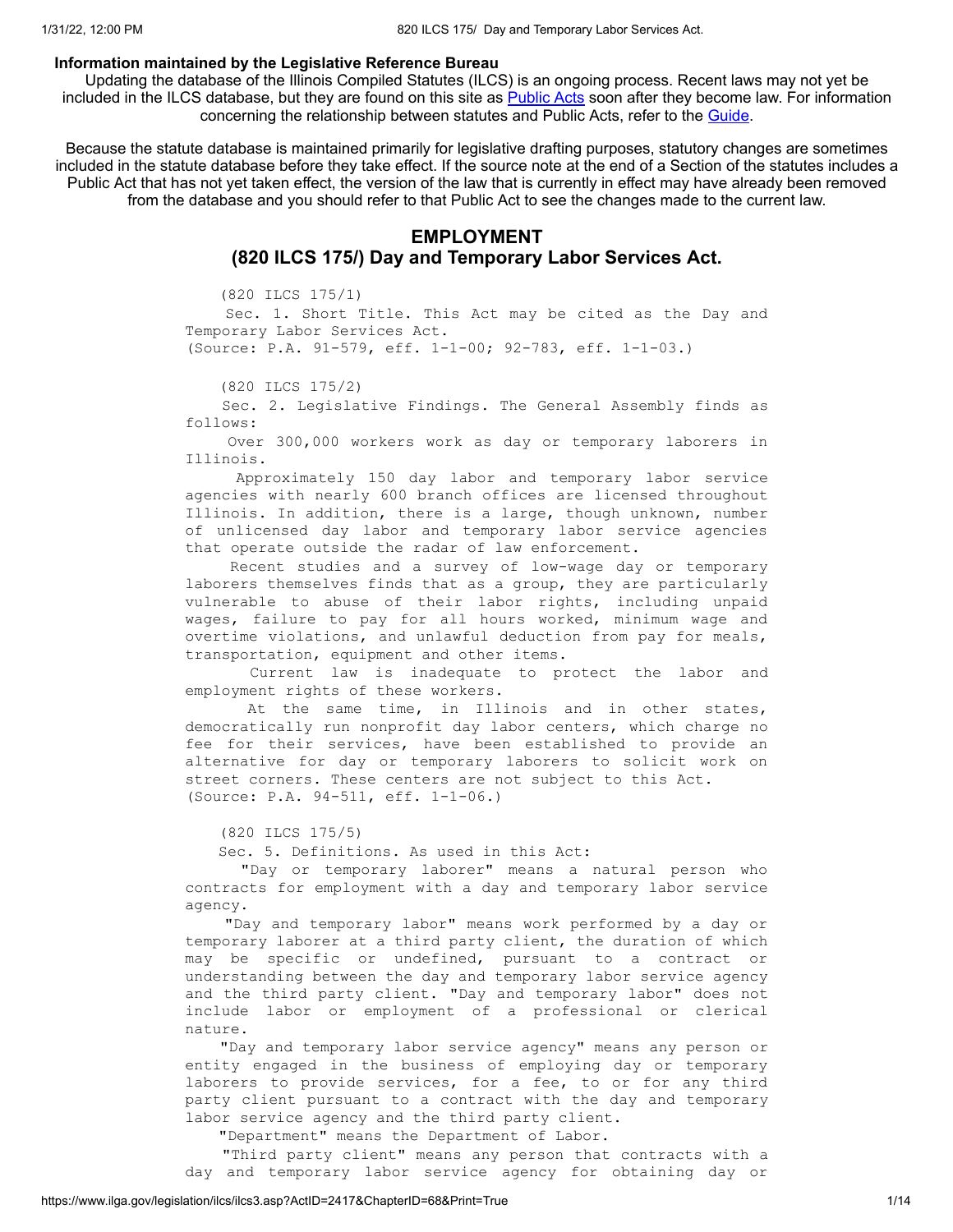**Information maintained by the Legislative Reference Bureau**

Updating the database of the Illinois Compiled Statutes (ILCS) is an ongoing process. Recent laws may not yet be included in the ILCS database, but they are found on this site as Public Acts soon after they become law. For information concerning the relationship between statutes and Public Acts, refer to the Guide.

Because the statute database is maintained primarily for legislative drafting purposes, statutory changes are sometimes included in the statute database before they take effect. If the source note at the end of a Section of the statutes includes a Public Act that has not yet taken effect, the version of the law that is currently in effect may have already been removed from the database and you should refer to that Public Act to see the changes made to the current law.

## EMPLOYMENT
## (820 ILCS 175/) Day and Temporary Labor Services Act.

(820 ILCS 175/1)

Sec. 1. Short Title. This Act may be cited as the Day and Temporary Labor Services Act.
(Source: P.A. 91-579, eff. 1-1-00; 92-783, eff. 1-1-03.)

(820 ILCS 175/2)

Sec. 2. Legislative Findings. The General Assembly finds as follows:

Over 300,000 workers work as day or temporary laborers in Illinois.

Approximately 150 day labor and temporary labor service agencies with nearly 600 branch offices are licensed throughout Illinois. In addition, there is a large, though unknown, number of unlicensed day labor and temporary labor service agencies that operate outside the radar of law enforcement.

Recent studies and a survey of low-wage day or temporary laborers themselves finds that as a group, they are particularly vulnerable to abuse of their labor rights, including unpaid wages, failure to pay for all hours worked, minimum wage and overtime violations, and unlawful deduction from pay for meals, transportation, equipment and other items.

Current law is inadequate to protect the labor and employment rights of these workers.

At the same time, in Illinois and in other states, democratically run nonprofit day labor centers, which charge no fee for their services, have been established to provide an alternative for day or temporary laborers to solicit work on street corners. These centers are not subject to this Act.
(Source: P.A. 94-511, eff. 1-1-06.)

(820 ILCS 175/5)

Sec. 5. Definitions. As used in this Act:

"Day or temporary laborer" means a natural person who contracts for employment with a day and temporary labor service agency.

"Day and temporary labor" means work performed by a day or temporary laborer at a third party client, the duration of which may be specific or undefined, pursuant to a contract or understanding between the day and temporary labor service agency and the third party client. "Day and temporary labor" does not include labor or employment of a professional or clerical nature.

"Day and temporary labor service agency" means any person or entity engaged in the business of employing day or temporary laborers to provide services, for a fee, to or for any third party client pursuant to a contract with the day and temporary labor service agency and the third party client.

"Department" means the Department of Labor.

"Third party client" means any person that contracts with a day and temporary labor service agency for obtaining day or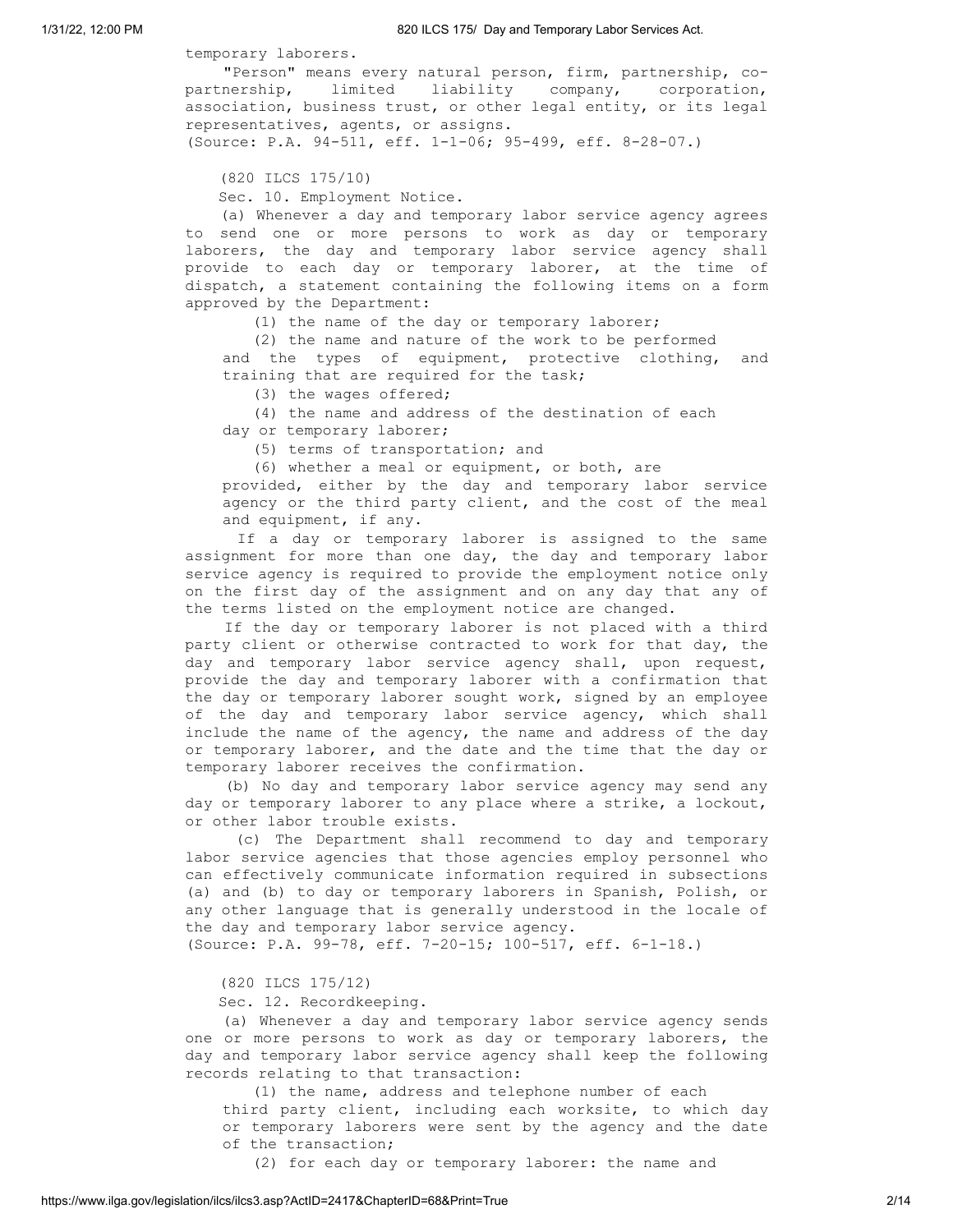temporary laborers.

"Person" means every natural person, firm, partnership, co-partnership, limited liability company, corporation, association, business trust, or other legal entity, or its legal representatives, agents, or assigns.

(Source: P.A. 94-511, eff. 1-1-06; 95-499, eff. 8-28-07.)

(820 ILCS 175/10)

Sec. 10. Employment Notice.

(a) Whenever a day and temporary labor service agency agrees to send one or more persons to work as day or temporary laborers, the day and temporary labor service agency shall provide to each day or temporary laborer, at the time of dispatch, a statement containing the following items on a form approved by the Department:

(1) the name of the day or temporary laborer;

(2) the name and nature of the work to be performed and the types of equipment, protective clothing, and training that are required for the task;

(3) the wages offered;

(4) the name and address of the destination of each day or temporary laborer;

(5) terms of transportation; and

(6) whether a meal or equipment, or both, are provided, either by the day and temporary labor service agency or the third party client, and the cost of the meal and equipment, if any.

If a day or temporary laborer is assigned to the same assignment for more than one day, the day and temporary labor service agency is required to provide the employment notice only on the first day of the assignment and on any day that any of the terms listed on the employment notice are changed.

If the day or temporary laborer is not placed with a third party client or otherwise contracted to work for that day, the day and temporary labor service agency shall, upon request, provide the day and temporary laborer with a confirmation that the day or temporary laborer sought work, signed by an employee of the day and temporary labor service agency, which shall include the name of the agency, the name and address of the day or temporary laborer, and the date and the time that the day or temporary laborer receives the confirmation.

(b) No day and temporary labor service agency may send any day or temporary laborer to any place where a strike, a lockout, or other labor trouble exists.

(c) The Department shall recommend to day and temporary labor service agencies that those agencies employ personnel who can effectively communicate information required in subsections (a) and (b) to day or temporary laborers in Spanish, Polish, or any other language that is generally understood in the locale of the day and temporary labor service agency.

(Source: P.A. 99-78, eff. 7-20-15; 100-517, eff. 6-1-18.)

(820 ILCS 175/12)

Sec. 12. Recordkeeping.

(a) Whenever a day and temporary labor service agency sends one or more persons to work as day or temporary laborers, the day and temporary labor service agency shall keep the following records relating to that transaction:

(1) the name, address and telephone number of each third party client, including each worksite, to which day or temporary laborers were sent by the agency and the date of the transaction;

(2) for each day or temporary laborer: the name and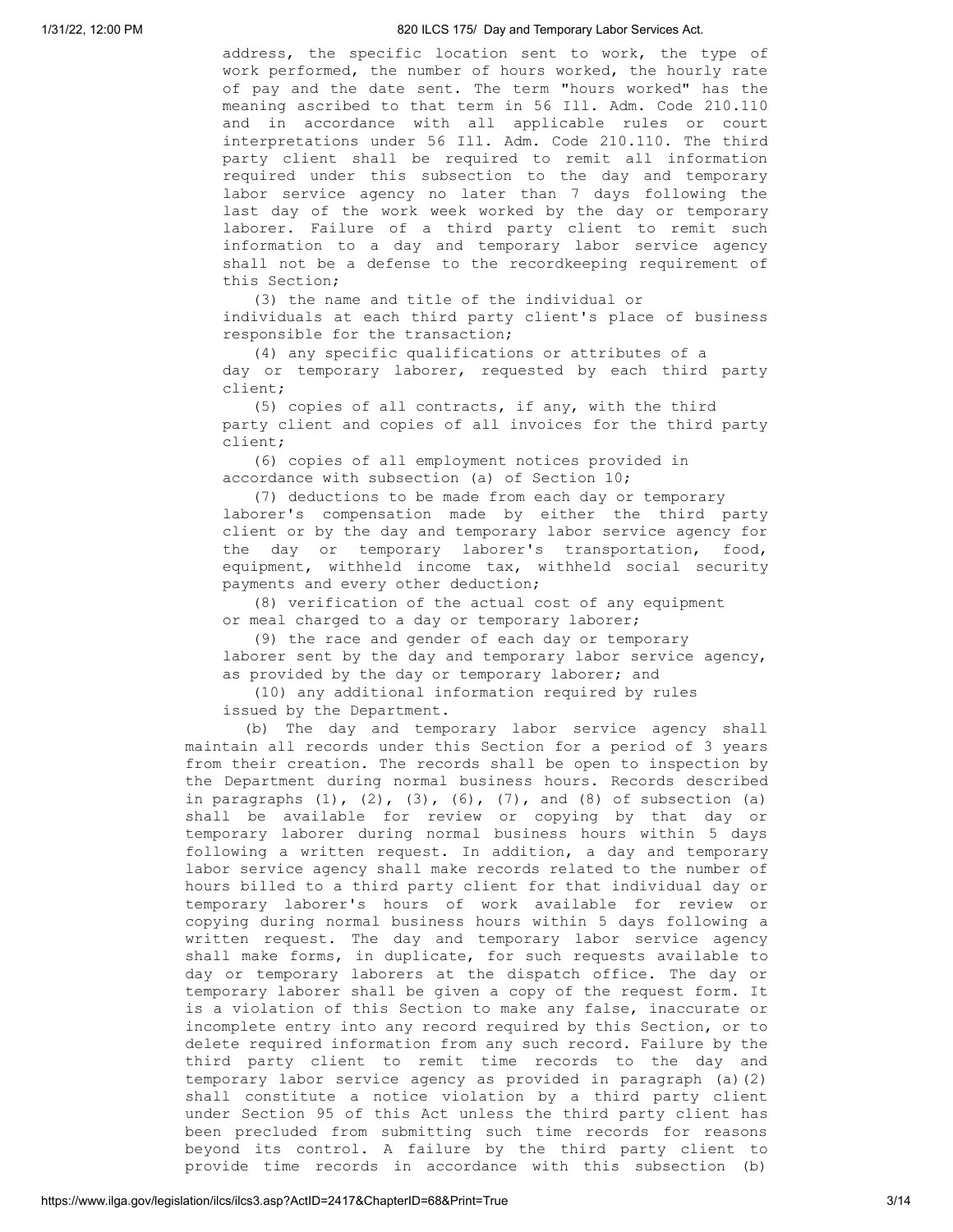address, the specific location sent to work, the type of work performed, the number of hours worked, the hourly rate of pay and the date sent. The term "hours worked" has the meaning ascribed to that term in 56 Ill. Adm. Code 210.110 and in accordance with all applicable rules or court interpretations under 56 Ill. Adm. Code 210.110. The third party client shall be required to remit all information required under this subsection to the day and temporary labor service agency no later than 7 days following the last day of the work week worked by the day or temporary laborer. Failure of a third party client to remit such information to a day and temporary labor service agency shall not be a defense to the recordkeeping requirement of this Section;

(3) the name and title of the individual or individuals at each third party client's place of business responsible for the transaction;

(4) any specific qualifications or attributes of a day or temporary laborer, requested by each third party client;

(5) copies of all contracts, if any, with the third party client and copies of all invoices for the third party client;

(6) copies of all employment notices provided in accordance with subsection (a) of Section 10;

(7) deductions to be made from each day or temporary laborer's compensation made by either the third party client or by the day and temporary labor service agency for the day or temporary laborer's transportation, food, equipment, withheld income tax, withheld social security payments and every other deduction;

(8) verification of the actual cost of any equipment or meal charged to a day or temporary laborer;

(9) the race and gender of each day or temporary laborer sent by the day and temporary labor service agency, as provided by the day or temporary laborer; and

(10) any additional information required by rules issued by the Department.

(b) The day and temporary labor service agency shall maintain all records under this Section for a period of 3 years from their creation. The records shall be open to inspection by the Department during normal business hours. Records described in paragraphs (1), (2), (3), (6), (7), and (8) of subsection (a) shall be available for review or copying by that day or temporary laborer during normal business hours within 5 days following a written request. In addition, a day and temporary labor service agency shall make records related to the number of hours billed to a third party client for that individual day or temporary laborer's hours of work available for review or copying during normal business hours within 5 days following a written request. The day and temporary labor service agency shall make forms, in duplicate, for such requests available to day or temporary laborers at the dispatch office. The day or temporary laborer shall be given a copy of the request form. It is a violation of this Section to make any false, inaccurate or incomplete entry into any record required by this Section, or to delete required information from any such record. Failure by the third party client to remit time records to the day and temporary labor service agency as provided in paragraph (a)(2) shall constitute a notice violation by a third party client under Section 95 of this Act unless the third party client has been precluded from submitting such time records for reasons beyond its control. A failure by the third party client to provide time records in accordance with this subsection (b)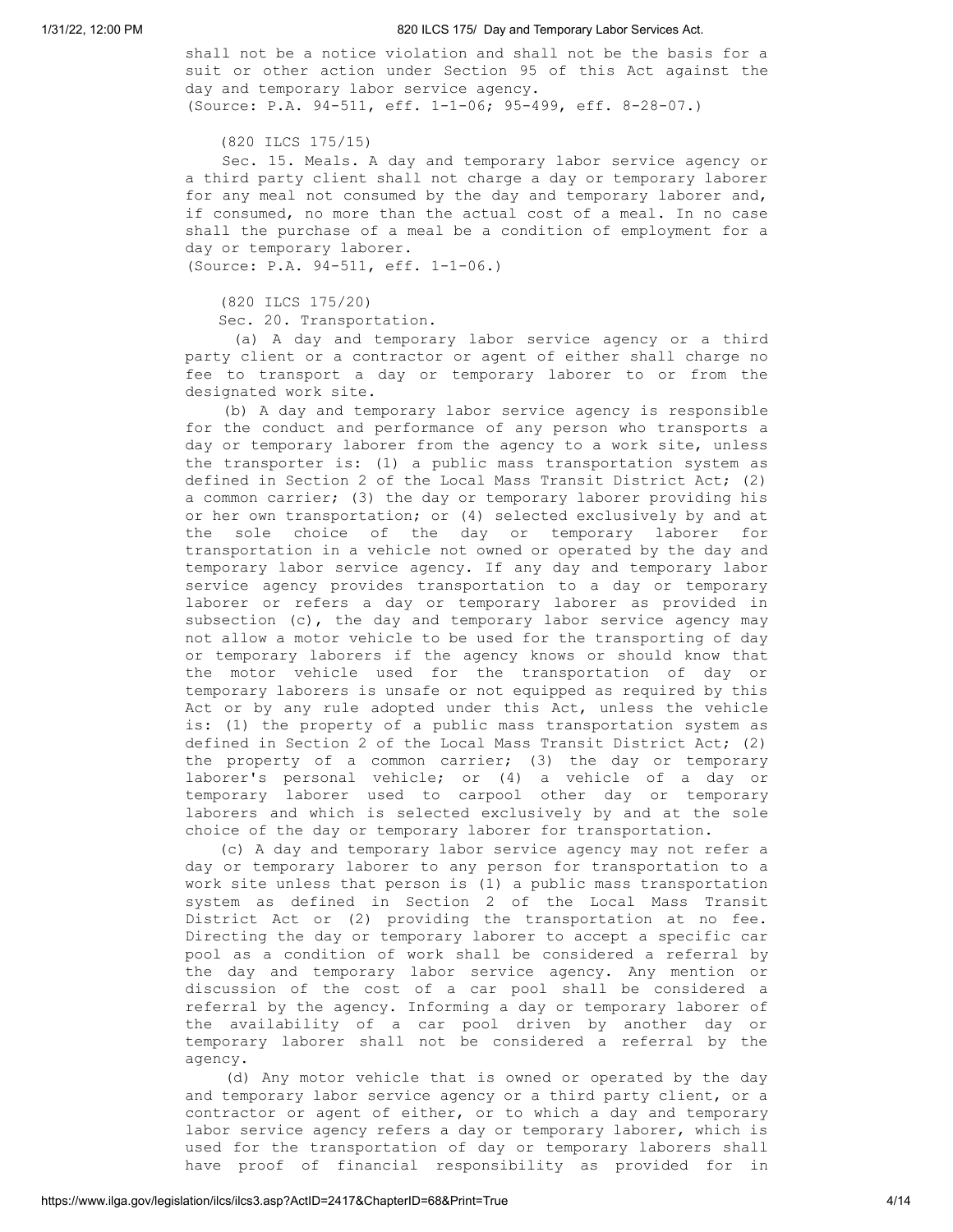shall not be a notice violation and shall not be the basis for a suit or other action under Section 95 of this Act against the day and temporary labor service agency.
(Source: P.A. 94-511, eff. 1-1-06; 95-499, eff. 8-28-07.)

(820 ILCS 175/15)

Sec. 15. Meals. A day and temporary labor service agency or a third party client shall not charge a day or temporary laborer for any meal not consumed by the day and temporary laborer and, if consumed, no more than the actual cost of a meal. In no case shall the purchase of a meal be a condition of employment for a day or temporary laborer.
(Source: P.A. 94-511, eff. 1-1-06.)

(820 ILCS 175/20)

Sec. 20. Transportation.

(a) A day and temporary labor service agency or a third party client or a contractor or agent of either shall charge no fee to transport a day or temporary laborer to or from the designated work site.

(b) A day and temporary labor service agency is responsible for the conduct and performance of any person who transports a day or temporary laborer from the agency to a work site, unless the transporter is: (1) a public mass transportation system as defined in Section 2 of the Local Mass Transit District Act; (2) a common carrier; (3) the day or temporary laborer providing his or her own transportation; or (4) selected exclusively by and at the sole choice of the day or temporary laborer for transportation in a vehicle not owned or operated by the day and temporary labor service agency. If any day and temporary labor service agency provides transportation to a day or temporary laborer or refers a day or temporary laborer as provided in subsection (c), the day and temporary labor service agency may not allow a motor vehicle to be used for the transporting of day or temporary laborers if the agency knows or should know that the motor vehicle used for the transportation of day or temporary laborers is unsafe or not equipped as required by this Act or by any rule adopted under this Act, unless the vehicle is: (1) the property of a public mass transportation system as defined in Section 2 of the Local Mass Transit District Act; (2) the property of a common carrier; (3) the day or temporary laborer's personal vehicle; or (4) a vehicle of a day or temporary laborer used to carpool other day or temporary laborers and which is selected exclusively by and at the sole choice of the day or temporary laborer for transportation.

(c) A day and temporary labor service agency may not refer a day or temporary laborer to any person for transportation to a work site unless that person is (1) a public mass transportation system as defined in Section 2 of the Local Mass Transit District Act or (2) providing the transportation at no fee. Directing the day or temporary laborer to accept a specific car pool as a condition of work shall be considered a referral by the day and temporary labor service agency. Any mention or discussion of the cost of a car pool shall be considered a referral by the agency. Informing a day or temporary laborer of the availability of a car pool driven by another day or temporary laborer shall not be considered a referral by the agency.

(d) Any motor vehicle that is owned or operated by the day and temporary labor service agency or a third party client, or a contractor or agent of either, or to which a day and temporary labor service agency refers a day or temporary laborer, which is used for the transportation of day or temporary laborers shall have proof of financial responsibility as provided for in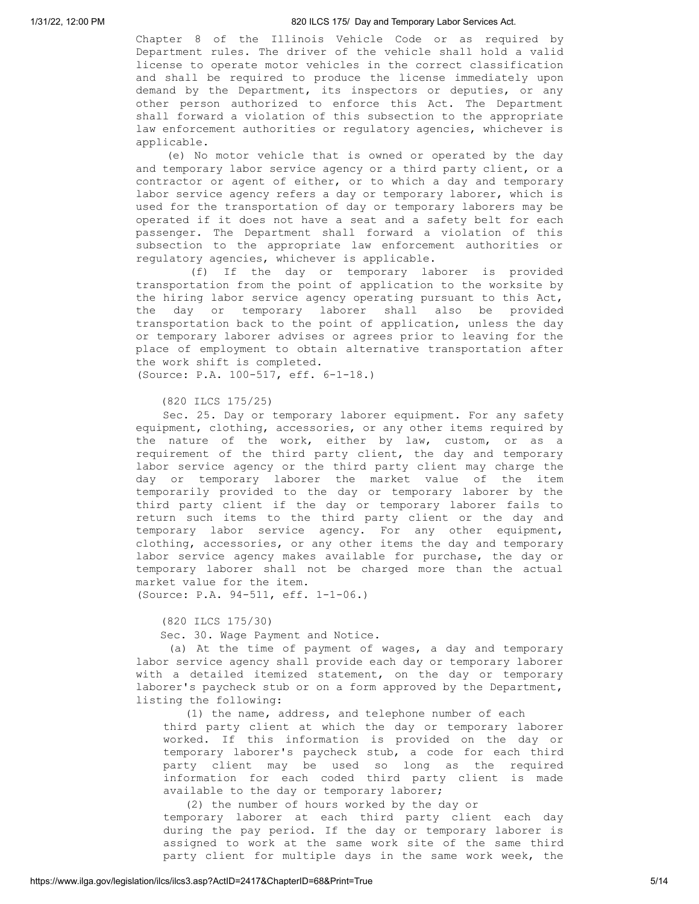Chapter 8 of the Illinois Vehicle Code or as required by Department rules. The driver of the vehicle shall hold a valid license to operate motor vehicles in the correct classification and shall be required to produce the license immediately upon demand by the Department, its inspectors or deputies, or any other person authorized to enforce this Act. The Department shall forward a violation of this subsection to the appropriate law enforcement authorities or regulatory agencies, whichever is applicable.

(e) No motor vehicle that is owned or operated by the day and temporary labor service agency or a third party client, or a contractor or agent of either, or to which a day and temporary labor service agency refers a day or temporary laborer, which is used for the transportation of day or temporary laborers may be operated if it does not have a seat and a safety belt for each passenger. The Department shall forward a violation of this subsection to the appropriate law enforcement authorities or regulatory agencies, whichever is applicable.

(f) If the day or temporary laborer is provided transportation from the point of application to the worksite by the hiring labor service agency operating pursuant to this Act, the day or temporary laborer shall also be provided transportation back to the point of application, unless the day or temporary laborer advises or agrees prior to leaving for the place of employment to obtain alternative transportation after the work shift is completed.

(Source: P.A. 100-517, eff. 6-1-18.)

(820 ILCS 175/25)

Sec. 25. Day or temporary laborer equipment. For any safety equipment, clothing, accessories, or any other items required by the nature of the work, either by law, custom, or as a requirement of the third party client, the day and temporary labor service agency or the third party client may charge the day or temporary laborer the market value of the item temporarily provided to the day or temporary laborer by the third party client if the day or temporary laborer fails to return such items to the third party client or the day and temporary labor service agency. For any other equipment, clothing, accessories, or any other items the day and temporary labor service agency makes available for purchase, the day or temporary laborer shall not be charged more than the actual market value for the item.

(Source: P.A. 94-511, eff. 1-1-06.)

(820 ILCS 175/30)

Sec. 30. Wage Payment and Notice.

(a) At the time of payment of wages, a day and temporary labor service agency shall provide each day or temporary laborer with a detailed itemized statement, on the day or temporary laborer's paycheck stub or on a form approved by the Department, listing the following:

(1) the name, address, and telephone number of each third party client at which the day or temporary laborer worked. If this information is provided on the day or temporary laborer's paycheck stub, a code for each third party client may be used so long as the required information for each coded third party client is made available to the day or temporary laborer;

(2) the number of hours worked by the day or temporary laborer at each third party client each day during the pay period. If the day or temporary laborer is assigned to work at the same work site of the same third party client for multiple days in the same work week, the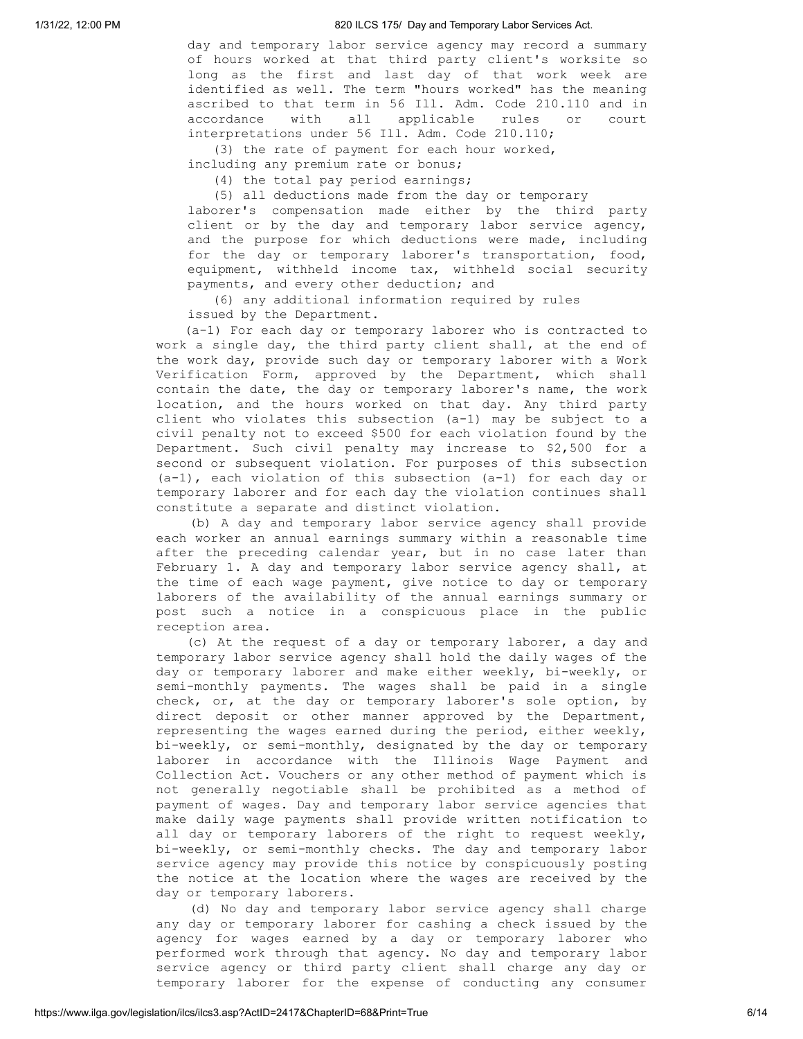day and temporary labor service agency may record a summary of hours worked at that third party client's worksite so long as the first and last day of that work week are identified as well. The term "hours worked" has the meaning ascribed to that term in 56 Ill. Adm. Code 210.110 and in accordance with all applicable rules or court interpretations under 56 Ill. Adm. Code 210.110;

(3) the rate of payment for each hour worked, including any premium rate or bonus;

(4) the total pay period earnings;

(5) all deductions made from the day or temporary laborer's compensation made either by the third party client or by the day and temporary labor service agency, and the purpose for which deductions were made, including for the day or temporary laborer's transportation, food, equipment, withheld income tax, withheld social security payments, and every other deduction; and

(6) any additional information required by rules issued by the Department.

(a-1) For each day or temporary laborer who is contracted to work a single day, the third party client shall, at the end of the work day, provide such day or temporary laborer with a Work Verification Form, approved by the Department, which shall contain the date, the day or temporary laborer's name, the work location, and the hours worked on that day. Any third party client who violates this subsection (a-1) may be subject to a civil penalty not to exceed $500 for each violation found by the Department. Such civil penalty may increase to $2,500 for a second or subsequent violation. For purposes of this subsection (a-1), each violation of this subsection (a-1) for each day or temporary laborer and for each day the violation continues shall constitute a separate and distinct violation.

(b) A day and temporary labor service agency shall provide each worker an annual earnings summary within a reasonable time after the preceding calendar year, but in no case later than February 1. A day and temporary labor service agency shall, at the time of each wage payment, give notice to day or temporary laborers of the availability of the annual earnings summary or post such a notice in a conspicuous place in the public reception area.

(c) At the request of a day or temporary laborer, a day and temporary labor service agency shall hold the daily wages of the day or temporary laborer and make either weekly, bi-weekly, or semi-monthly payments. The wages shall be paid in a single check, or, at the day or temporary laborer's sole option, by direct deposit or other manner approved by the Department, representing the wages earned during the period, either weekly, bi-weekly, or semi-monthly, designated by the day or temporary laborer in accordance with the Illinois Wage Payment and Collection Act. Vouchers or any other method of payment which is not generally negotiable shall be prohibited as a method of payment of wages. Day and temporary labor service agencies that make daily wage payments shall provide written notification to all day or temporary laborers of the right to request weekly, bi-weekly, or semi-monthly checks. The day and temporary labor service agency may provide this notice by conspicuously posting the notice at the location where the wages are received by the day or temporary laborers.

(d) No day and temporary labor service agency shall charge any day or temporary laborer for cashing a check issued by the agency for wages earned by a day or temporary laborer who performed work through that agency. No day and temporary labor service agency or third party client shall charge any day or temporary laborer for the expense of conducting any consumer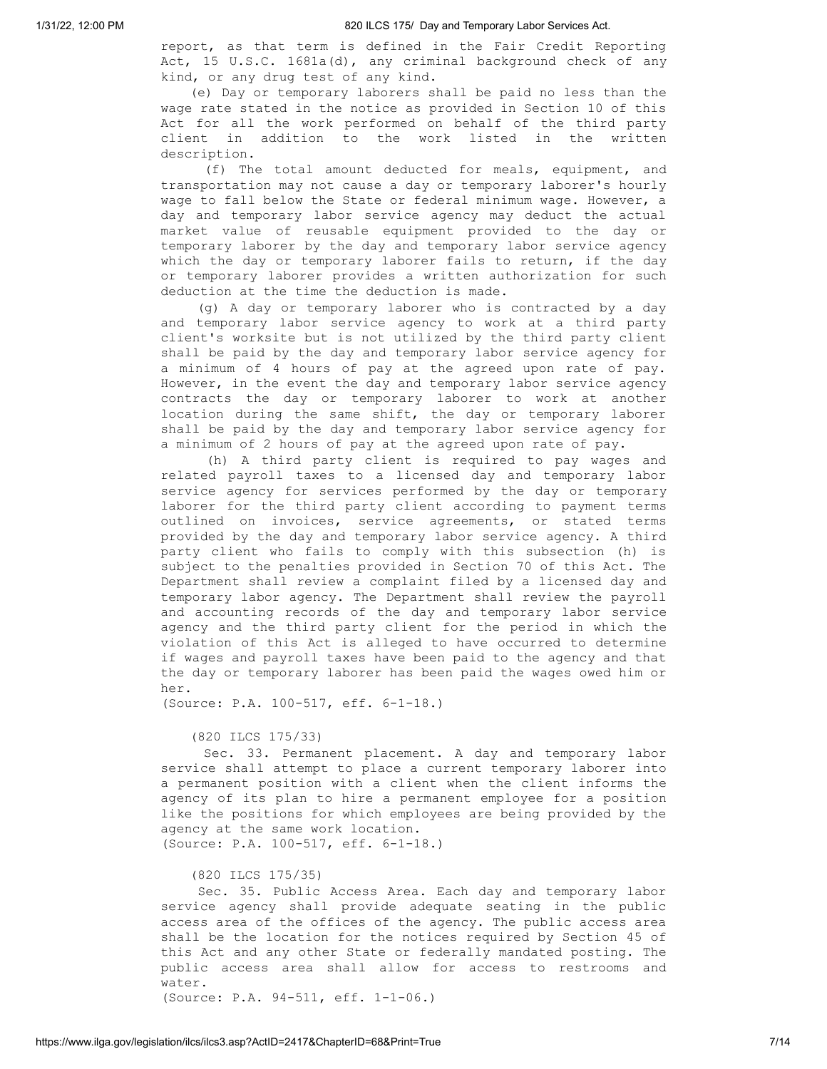report, as that term is defined in the Fair Credit Reporting Act, 15 U.S.C. 1681a(d), any criminal background check of any kind, or any drug test of any kind.

(e) Day or temporary laborers shall be paid no less than the wage rate stated in the notice as provided in Section 10 of this Act for all the work performed on behalf of the third party client in addition to the work listed in the written description.

(f) The total amount deducted for meals, equipment, and transportation may not cause a day or temporary laborer's hourly wage to fall below the State or federal minimum wage. However, a day and temporary labor service agency may deduct the actual market value of reusable equipment provided to the day or temporary laborer by the day and temporary labor service agency which the day or temporary laborer fails to return, if the day or temporary laborer provides a written authorization for such deduction at the time the deduction is made.

(g) A day or temporary laborer who is contracted by a day and temporary labor service agency to work at a third party client's worksite but is not utilized by the third party client shall be paid by the day and temporary labor service agency for a minimum of 4 hours of pay at the agreed upon rate of pay. However, in the event the day and temporary labor service agency contracts the day or temporary laborer to work at another location during the same shift, the day or temporary laborer shall be paid by the day and temporary labor service agency for a minimum of 2 hours of pay at the agreed upon rate of pay.

(h) A third party client is required to pay wages and related payroll taxes to a licensed day and temporary labor service agency for services performed by the day or temporary laborer for the third party client according to payment terms outlined on invoices, service agreements, or stated terms provided by the day and temporary labor service agency. A third party client who fails to comply with this subsection (h) is subject to the penalties provided in Section 70 of this Act. The Department shall review a complaint filed by a licensed day and temporary labor agency. The Department shall review the payroll and accounting records of the day and temporary labor service agency and the third party client for the period in which the violation of this Act is alleged to have occurred to determine if wages and payroll taxes have been paid to the agency and that the day or temporary laborer has been paid the wages owed him or her.

(Source: P.A. 100-517, eff. 6-1-18.)

(820 ILCS 175/33)

Sec. 33. Permanent placement. A day and temporary labor service shall attempt to place a current temporary laborer into a permanent position with a client when the client informs the agency of its plan to hire a permanent employee for a position like the positions for which employees are being provided by the agency at the same work location.

(Source: P.A. 100-517, eff. 6-1-18.)

(820 ILCS 175/35)

Sec. 35. Public Access Area. Each day and temporary labor service agency shall provide adequate seating in the public access area of the offices of the agency. The public access area shall be the location for the notices required by Section 45 of this Act and any other State or federally mandated posting. The public access area shall allow for access to restrooms and water.

(Source: P.A. 94-511, eff. 1-1-06.)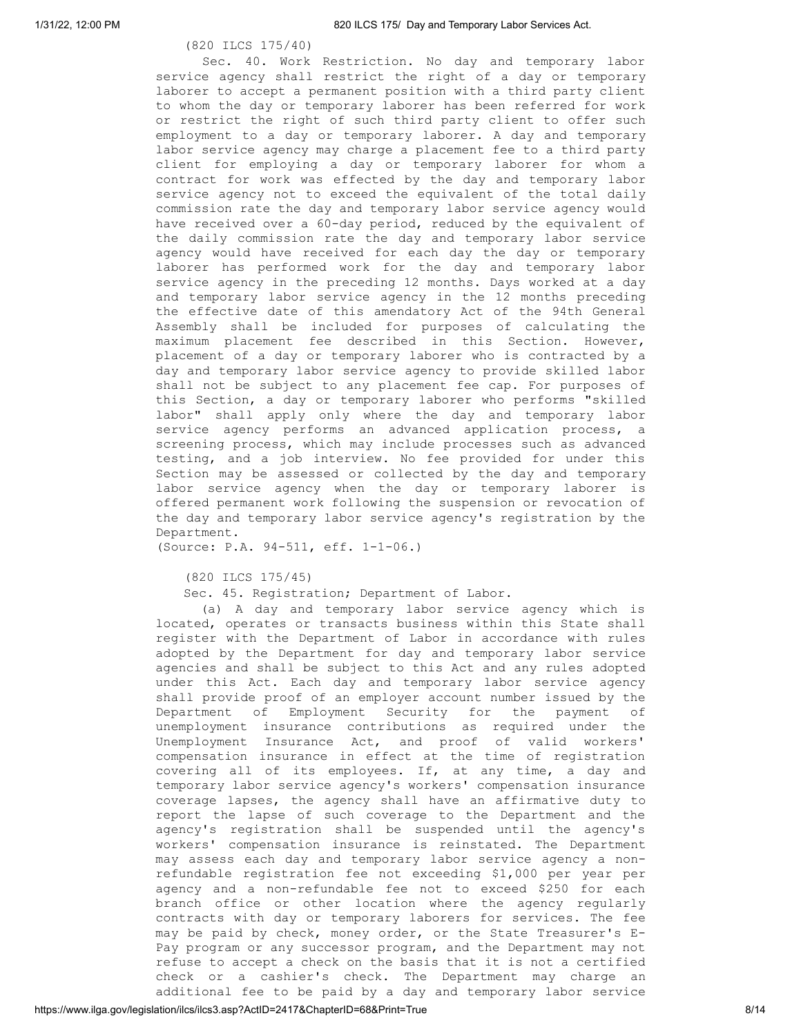(820 ILCS 175/40)

Sec. 40. Work Restriction. No day and temporary labor service agency shall restrict the right of a day or temporary laborer to accept a permanent position with a third party client to whom the day or temporary laborer has been referred for work or restrict the right of such third party client to offer such employment to a day or temporary laborer. A day and temporary labor service agency may charge a placement fee to a third party client for employing a day or temporary laborer for whom a contract for work was effected by the day and temporary labor service agency not to exceed the equivalent of the total daily commission rate the day and temporary labor service agency would have received over a 60-day period, reduced by the equivalent of the daily commission rate the day and temporary labor service agency would have received for each day the day or temporary laborer has performed work for the day and temporary labor service agency in the preceding 12 months. Days worked at a day and temporary labor service agency in the 12 months preceding the effective date of this amendatory Act of the 94th General Assembly shall be included for purposes of calculating the maximum placement fee described in this Section. However, placement of a day or temporary laborer who is contracted by a day and temporary labor service agency to provide skilled labor shall not be subject to any placement fee cap. For purposes of this Section, a day or temporary laborer who performs "skilled labor" shall apply only where the day and temporary labor service agency performs an advanced application process, a screening process, which may include processes such as advanced testing, and a job interview. No fee provided for under this Section may be assessed or collected by the day and temporary labor service agency when the day or temporary laborer is offered permanent work following the suspension or revocation of the day and temporary labor service agency's registration by the Department.

(Source: P.A. 94-511, eff. 1-1-06.)

(820 ILCS 175/45)

Sec. 45. Registration; Department of Labor.

(a) A day and temporary labor service agency which is located, operates or transacts business within this State shall register with the Department of Labor in accordance with rules adopted by the Department for day and temporary labor service agencies and shall be subject to this Act and any rules adopted under this Act. Each day and temporary labor service agency shall provide proof of an employer account number issued by the Department of Employment Security for the payment of unemployment insurance contributions as required under the Unemployment Insurance Act, and proof of valid workers' compensation insurance in effect at the time of registration covering all of its employees. If, at any time, a day and temporary labor service agency's workers' compensation insurance coverage lapses, the agency shall have an affirmative duty to report the lapse of such coverage to the Department and the agency's registration shall be suspended until the agency's workers' compensation insurance is reinstated. The Department may assess each day and temporary labor service agency a non-refundable registration fee not exceeding $1,000 per year per agency and a non-refundable fee not to exceed $250 for each branch office or other location where the agency regularly contracts with day or temporary laborers for services. The fee may be paid by check, money order, or the State Treasurer's E-Pay program or any successor program, and the Department may not refuse to accept a check on the basis that it is not a certified check or a cashier's check. The Department may charge an additional fee to be paid by a day and temporary labor service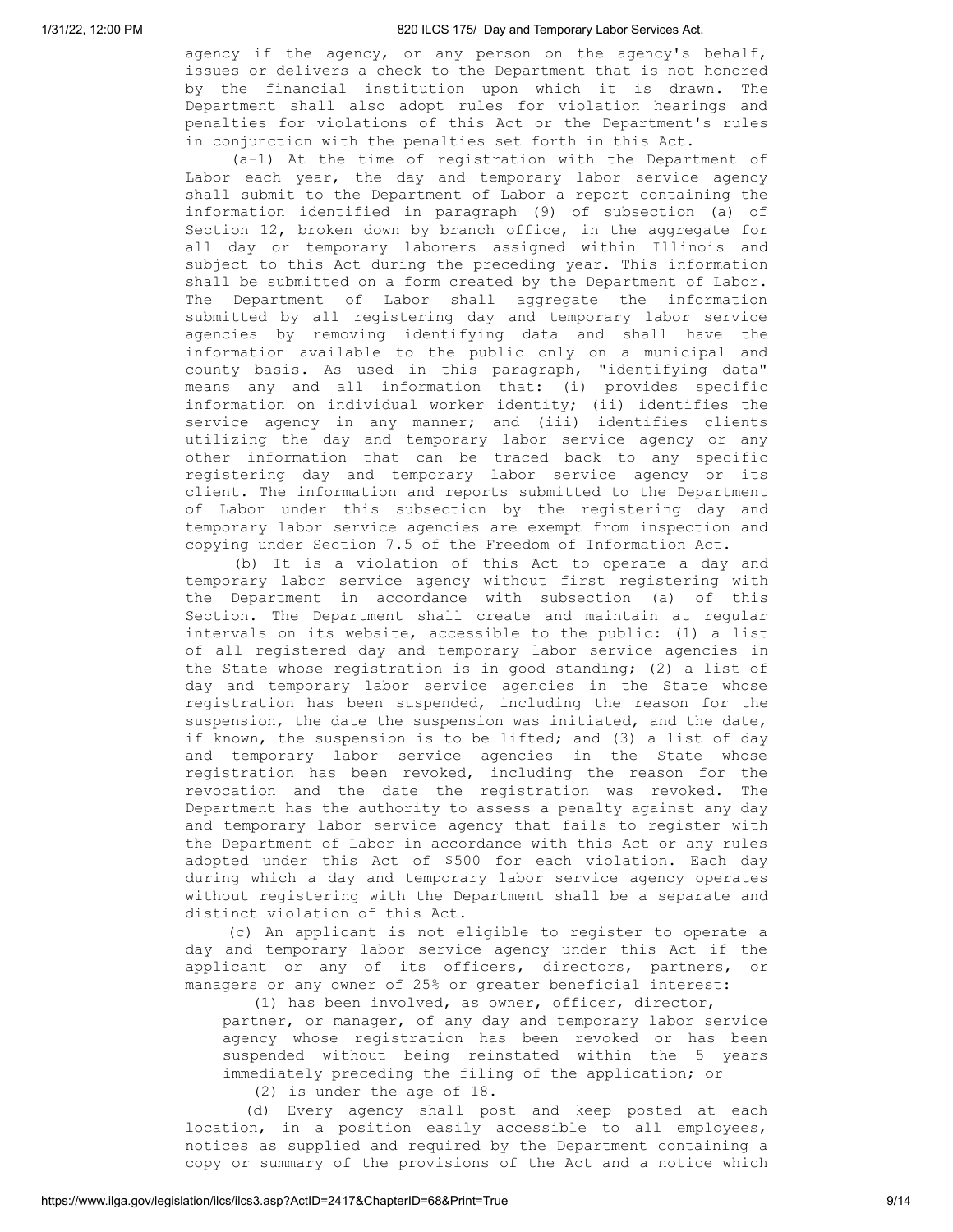agency if the agency, or any person on the agency's behalf, issues or delivers a check to the Department that is not honored by the financial institution upon which it is drawn. The Department shall also adopt rules for violation hearings and penalties for violations of this Act or the Department's rules in conjunction with the penalties set forth in this Act.

(a-1) At the time of registration with the Department of Labor each year, the day and temporary labor service agency shall submit to the Department of Labor a report containing the information identified in paragraph (9) of subsection (a) of Section 12, broken down by branch office, in the aggregate for all day or temporary laborers assigned within Illinois and subject to this Act during the preceding year. This information shall be submitted on a form created by the Department of Labor. The Department of Labor shall aggregate the information submitted by all registering day and temporary labor service agencies by removing identifying data and shall have the information available to the public only on a municipal and county basis. As used in this paragraph, "identifying data" means any and all information that: (i) provides specific information on individual worker identity; (ii) identifies the service agency in any manner; and (iii) identifies clients utilizing the day and temporary labor service agency or any other information that can be traced back to any specific registering day and temporary labor service agency or its client. The information and reports submitted to the Department of Labor under this subsection by the registering day and temporary labor service agencies are exempt from inspection and copying under Section 7.5 of the Freedom of Information Act.

(b) It is a violation of this Act to operate a day and temporary labor service agency without first registering with the Department in accordance with subsection (a) of this Section. The Department shall create and maintain at regular intervals on its website, accessible to the public: (1) a list of all registered day and temporary labor service agencies in the State whose registration is in good standing; (2) a list of day and temporary labor service agencies in the State whose registration has been suspended, including the reason for the suspension, the date the suspension was initiated, and the date, if known, the suspension is to be lifted; and (3) a list of day and temporary labor service agencies in the State whose registration has been revoked, including the reason for the revocation and the date the registration was revoked. The Department has the authority to assess a penalty against any day and temporary labor service agency that fails to register with the Department of Labor in accordance with this Act or any rules adopted under this Act of $500 for each violation. Each day during which a day and temporary labor service agency operates without registering with the Department shall be a separate and distinct violation of this Act.

(c) An applicant is not eligible to register to operate a day and temporary labor service agency under this Act if the applicant or any of its officers, directors, partners, or managers or any owner of 25% or greater beneficial interest:

(1) has been involved, as owner, officer, director, partner, or manager, of any day and temporary labor service agency whose registration has been revoked or has been suspended without being reinstated within the 5 years immediately preceding the filing of the application; or

(2) is under the age of 18.

(d) Every agency shall post and keep posted at each location, in a position easily accessible to all employees, notices as supplied and required by the Department containing a copy or summary of the provisions of the Act and a notice which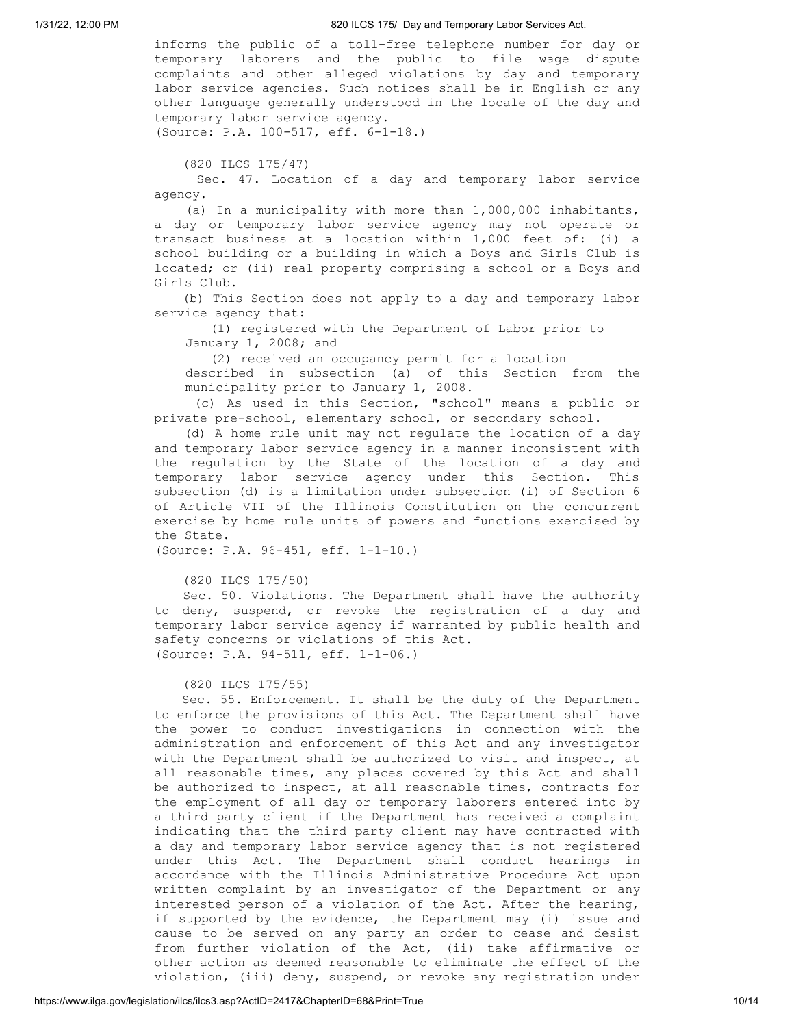informs the public of a toll-free telephone number for day or temporary laborers and the public to file wage dispute complaints and other alleged violations by day and temporary labor service agencies. Such notices shall be in English or any other language generally understood in the locale of the day and temporary labor service agency.
(Source: P.A. 100-517, eff. 6-1-18.)

(820 ILCS 175/47)

Sec. 47. Location of a day and temporary labor service agency.

(a) In a municipality with more than 1,000,000 inhabitants, a day or temporary labor service agency may not operate or transact business at a location within 1,000 feet of: (i) a school building or a building in which a Boys and Girls Club is located; or (ii) real property comprising a school or a Boys and Girls Club.

(b) This Section does not apply to a day and temporary labor service agency that:

(1) registered with the Department of Labor prior to January 1, 2008; and

(2) received an occupancy permit for a location described in subsection (a) of this Section from the municipality prior to January 1, 2008.

(c) As used in this Section, "school" means a public or private pre-school, elementary school, or secondary school.

(d) A home rule unit may not regulate the location of a day and temporary labor service agency in a manner inconsistent with the regulation by the State of the location of a day and temporary labor service agency under this Section. This subsection (d) is a limitation under subsection (i) of Section 6 of Article VII of the Illinois Constitution on the concurrent exercise by home rule units of powers and functions exercised by the State.
(Source: P.A. 96-451, eff. 1-1-10.)

(820 ILCS 175/50)

Sec. 50. Violations. The Department shall have the authority to deny, suspend, or revoke the registration of a day and temporary labor service agency if warranted by public health and safety concerns or violations of this Act.
(Source: P.A. 94-511, eff. 1-1-06.)

(820 ILCS 175/55)

Sec. 55. Enforcement. It shall be the duty of the Department to enforce the provisions of this Act. The Department shall have the power to conduct investigations in connection with the administration and enforcement of this Act and any investigator with the Department shall be authorized to visit and inspect, at all reasonable times, any places covered by this Act and shall be authorized to inspect, at all reasonable times, contracts for the employment of all day or temporary laborers entered into by a third party client if the Department has received a complaint indicating that the third party client may have contracted with a day and temporary labor service agency that is not registered under this Act. The Department shall conduct hearings in accordance with the Illinois Administrative Procedure Act upon written complaint by an investigator of the Department or any interested person of a violation of the Act. After the hearing, if supported by the evidence, the Department may (i) issue and cause to be served on any party an order to cease and desist from further violation of the Act, (ii) take affirmative or other action as deemed reasonable to eliminate the effect of the violation, (iii) deny, suspend, or revoke any registration under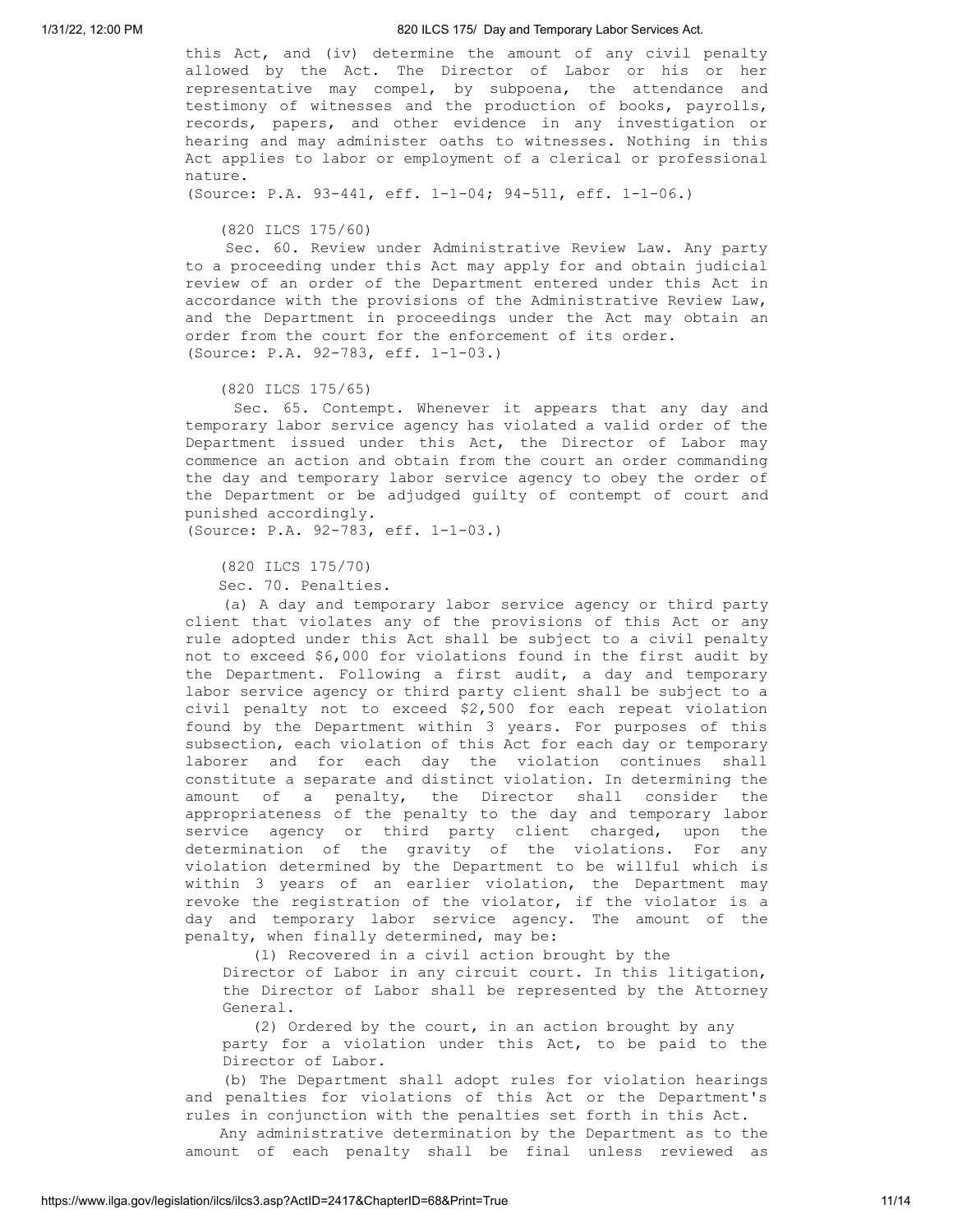this Act, and (iv) determine the amount of any civil penalty allowed by the Act. The Director of Labor or his or her representative may compel, by subpoena, the attendance and testimony of witnesses and the production of books, payrolls, records, papers, and other evidence in any investigation or hearing and may administer oaths to witnesses. Nothing in this Act applies to labor or employment of a clerical or professional nature.
(Source: P.A. 93-441, eff. 1-1-04; 94-511, eff. 1-1-06.)

(820 ILCS 175/60)

Sec. 60. Review under Administrative Review Law. Any party to a proceeding under this Act may apply for and obtain judicial review of an order of the Department entered under this Act in accordance with the provisions of the Administrative Review Law, and the Department in proceedings under the Act may obtain an order from the court for the enforcement of its order.
(Source: P.A. 92-783, eff. 1-1-03.)

(820 ILCS 175/65)

Sec. 65. Contempt. Whenever it appears that any day and temporary labor service agency has violated a valid order of the Department issued under this Act, the Director of Labor may commence an action and obtain from the court an order commanding the day and temporary labor service agency to obey the order of the Department or be adjudged guilty of contempt of court and punished accordingly.
(Source: P.A. 92-783, eff. 1-1-03.)

(820 ILCS 175/70)

Sec. 70. Penalties.

(a) A day and temporary labor service agency or third party client that violates any of the provisions of this Act or any rule adopted under this Act shall be subject to a civil penalty not to exceed $6,000 for violations found in the first audit by the Department. Following a first audit, a day and temporary labor service agency or third party client shall be subject to a civil penalty not to exceed $2,500 for each repeat violation found by the Department within 3 years. For purposes of this subsection, each violation of this Act for each day or temporary laborer and for each day the violation continues shall constitute a separate and distinct violation. In determining the amount of a penalty, the Director shall consider the appropriateness of the penalty to the day and temporary labor service agency or third party client charged, upon the determination of the gravity of the violations. For any violation determined by the Department to be willful which is within 3 years of an earlier violation, the Department may revoke the registration of the violator, if the violator is a day and temporary labor service agency. The amount of the penalty, when finally determined, may be:

(1) Recovered in a civil action brought by the Director of Labor in any circuit court. In this litigation, the Director of Labor shall be represented by the Attorney General.

(2) Ordered by the court, in an action brought by any party for a violation under this Act, to be paid to the Director of Labor.

(b) The Department shall adopt rules for violation hearings and penalties for violations of this Act or the Department's rules in conjunction with the penalties set forth in this Act.

Any administrative determination by the Department as to the amount of each penalty shall be final unless reviewed as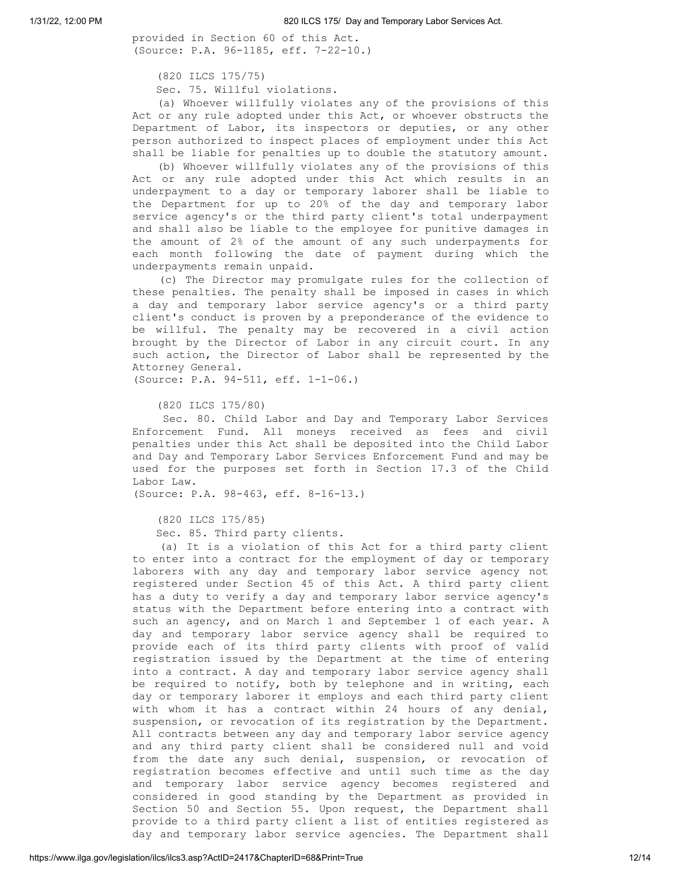provided in Section 60 of this Act.
(Source: P.A. 96-1185, eff. 7-22-10.)

(820 ILCS 175/75)

Sec. 75. Willful violations.

(a) Whoever willfully violates any of the provisions of this Act or any rule adopted under this Act, or whoever obstructs the Department of Labor, its inspectors or deputies, or any other person authorized to inspect places of employment under this Act shall be liable for penalties up to double the statutory amount.

(b) Whoever willfully violates any of the provisions of this Act or any rule adopted under this Act which results in an underpayment to a day or temporary laborer shall be liable to the Department for up to 20% of the day and temporary labor service agency's or the third party client's total underpayment and shall also be liable to the employee for punitive damages in the amount of 2% of the amount of any such underpayments for each month following the date of payment during which the underpayments remain unpaid.

(c) The Director may promulgate rules for the collection of these penalties. The penalty shall be imposed in cases in which a day and temporary labor service agency's or a third party client's conduct is proven by a preponderance of the evidence to be willful. The penalty may be recovered in a civil action brought by the Director of Labor in any circuit court. In any such action, the Director of Labor shall be represented by the Attorney General.
(Source: P.A. 94-511, eff. 1-1-06.)

(820 ILCS 175/80)

Sec. 80. Child Labor and Day and Temporary Labor Services Enforcement Fund. All moneys received as fees and civil penalties under this Act shall be deposited into the Child Labor and Day and Temporary Labor Services Enforcement Fund and may be used for the purposes set forth in Section 17.3 of the Child Labor Law.
(Source: P.A. 98-463, eff. 8-16-13.)

(820 ILCS 175/85)

Sec. 85. Third party clients.

(a) It is a violation of this Act for a third party client to enter into a contract for the employment of day or temporary laborers with any day and temporary labor service agency not registered under Section 45 of this Act. A third party client has a duty to verify a day and temporary labor service agency's status with the Department before entering into a contract with such an agency, and on March 1 and September 1 of each year. A day and temporary labor service agency shall be required to provide each of its third party clients with proof of valid registration issued by the Department at the time of entering into a contract. A day and temporary labor service agency shall be required to notify, both by telephone and in writing, each day or temporary laborer it employs and each third party client with whom it has a contract within 24 hours of any denial, suspension, or revocation of its registration by the Department. All contracts between any day and temporary labor service agency and any third party client shall be considered null and void from the date any such denial, suspension, or revocation of registration becomes effective and until such time as the day and temporary labor service agency becomes registered and considered in good standing by the Department as provided in Section 50 and Section 55. Upon request, the Department shall provide to a third party client a list of entities registered as day and temporary labor service agencies. The Department shall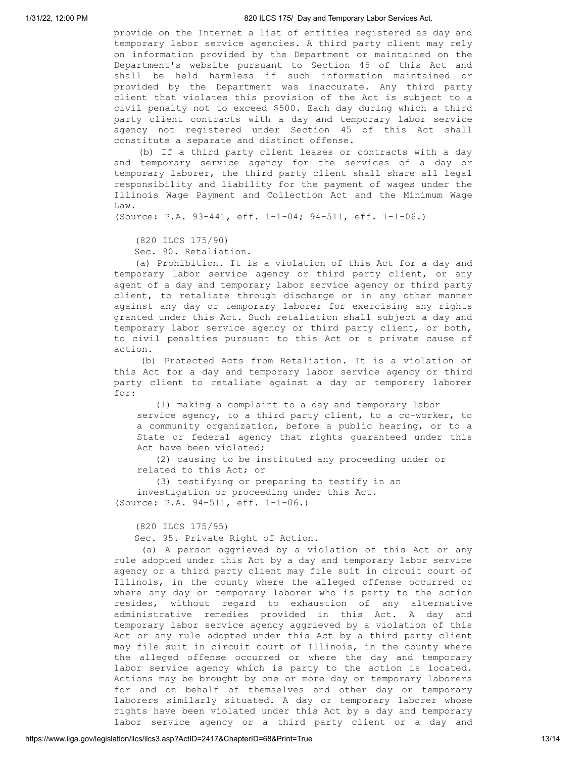provide on the Internet a list of entities registered as day and temporary labor service agencies. A third party client may rely on information provided by the Department or maintained on the Department's website pursuant to Section 45 of this Act and shall be held harmless if such information maintained or provided by the Department was inaccurate. Any third party client that violates this provision of the Act is subject to a civil penalty not to exceed $500. Each day during which a third party client contracts with a day and temporary labor service agency not registered under Section 45 of this Act shall constitute a separate and distinct offense.

(b) If a third party client leases or contracts with a day and temporary service agency for the services of a day or temporary laborer, the third party client shall share all legal responsibility and liability for the payment of wages under the Illinois Wage Payment and Collection Act and the Minimum Wage Law.

(Source: P.A. 93-441, eff. 1-1-04; 94-511, eff. 1-1-06.)

(820 ILCS 175/90)

Sec. 90. Retaliation.

(a) Prohibition. It is a violation of this Act for a day and temporary labor service agency or third party client, or any agent of a day and temporary labor service agency or third party client, to retaliate through discharge or in any other manner against any day or temporary laborer for exercising any rights granted under this Act. Such retaliation shall subject a day and temporary labor service agency or third party client, or both, to civil penalties pursuant to this Act or a private cause of action.

(b) Protected Acts from Retaliation. It is a violation of this Act for a day and temporary labor service agency or third party client to retaliate against a day or temporary laborer for:

(1) making a complaint to a day and temporary labor service agency, to a third party client, to a co-worker, to a community organization, before a public hearing, or to a State or federal agency that rights guaranteed under this Act have been violated;

(2) causing to be instituted any proceeding under or related to this Act; or

(3) testifying or preparing to testify in an investigation or proceeding under this Act.

(Source: P.A. 94-511, eff. 1-1-06.)

(820 ILCS 175/95)

Sec. 95. Private Right of Action.

(a) A person aggrieved by a violation of this Act or any rule adopted under this Act by a day and temporary labor service agency or a third party client may file suit in circuit court of Illinois, in the county where the alleged offense occurred or where any day or temporary laborer who is party to the action resides, without regard to exhaustion of any alternative administrative remedies provided in this Act. A day and temporary labor service agency aggrieved by a violation of this Act or any rule adopted under this Act by a third party client may file suit in circuit court of Illinois, in the county where the alleged offense occurred or where the day and temporary labor service agency which is party to the action is located. Actions may be brought by one or more day or temporary laborers for and on behalf of themselves and other day or temporary laborers similarly situated. A day or temporary laborer whose rights have been violated under this Act by a day and temporary labor service agency or a third party client or a day and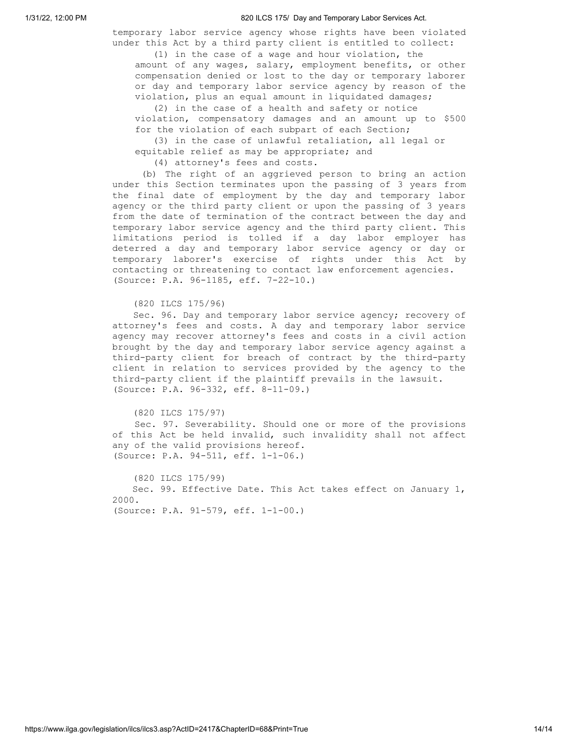temporary labor service agency whose rights have been violated under this Act by a third party client is entitled to collect:

(1) in the case of a wage and hour violation, the amount of any wages, salary, employment benefits, or other compensation denied or lost to the day or temporary laborer or day and temporary labor service agency by reason of the violation, plus an equal amount in liquidated damages;

(2) in the case of a health and safety or notice violation, compensatory damages and an amount up to $500 for the violation of each subpart of each Section;

(3) in the case of unlawful retaliation, all legal or equitable relief as may be appropriate; and

(4) attorney's fees and costs.

(b) The right of an aggrieved person to bring an action under this Section terminates upon the passing of 3 years from the final date of employment by the day and temporary labor agency or the third party client or upon the passing of 3 years from the date of termination of the contract between the day and temporary labor service agency and the third party client. This limitations period is tolled if a day labor employer has deterred a day and temporary labor service agency or day or temporary laborer's exercise of rights under this Act by contacting or threatening to contact law enforcement agencies.
(Source: P.A. 96-1185, eff. 7-22-10.)

(820 ILCS 175/96)

Sec. 96. Day and temporary labor service agency; recovery of attorney's fees and costs. A day and temporary labor service agency may recover attorney's fees and costs in a civil action brought by the day and temporary labor service agency against a third-party client for breach of contract by the third-party client in relation to services provided by the agency to the third-party client if the plaintiff prevails in the lawsuit.
(Source: P.A. 96-332, eff. 8-11-09.)

(820 ILCS 175/97)

Sec. 97. Severability. Should one or more of the provisions of this Act be held invalid, such invalidity shall not affect any of the valid provisions hereof.
(Source: P.A. 94-511, eff. 1-1-06.)

(820 ILCS 175/99)

Sec. 99. Effective Date. This Act takes effect on January 1, 2000.
(Source: P.A. 91-579, eff. 1-1-00.)